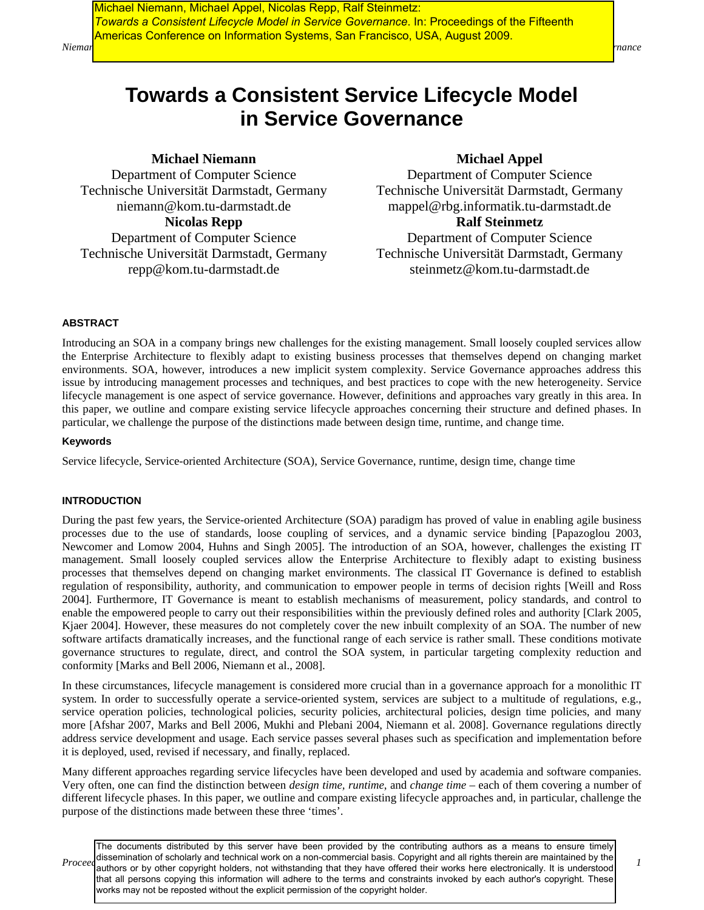Michael Niemann, Michael Appel, Nicolas Repp, Ralf Steinmetz:
*Towards a Consistent Lifecycle Model in Service Governance*. In: Proceedings of the Fifteenth Americas Conference on Information Systems, San Francisco, USA, August 2009.

# Towards a Consistent Service Lifecycle Model in Service Governance

**Michael Niemann**
Department of Computer Science
Technische Universität Darmstadt, Germany
niemann@kom.tu-darmstadt.de

**Michael Appel**
Department of Computer Science
Technische Universität Darmstadt, Germany
mappel@rbg.informatik.tu-darmstadt.de

**Nicolas Repp**
Department of Computer Science
Technische Universität Darmstadt, Germany
repp@kom.tu-darmstadt.de

**Ralf Steinmetz**
Department of Computer Science
Technische Universität Darmstadt, Germany
steinmetz@kom.tu-darmstadt.de

## ABSTRACT

Introducing an SOA in a company brings new challenges for the existing management. Small loosely coupled services allow the Enterprise Architecture to flexibly adapt to existing business processes that themselves depend on changing market environments. SOA, however, introduces a new implicit system complexity. Service Governance approaches address this issue by introducing management processes and techniques, and best practices to cope with the new heterogeneity. Service lifecycle management is one aspect of service governance. However, definitions and approaches vary greatly in this area. In this paper, we outline and compare existing service lifecycle approaches concerning their structure and defined phases. In particular, we challenge the purpose of the distinctions made between design time, runtime, and change time.

### Keywords

Service lifecycle, Service-oriented Architecture (SOA), Service Governance, runtime, design time, change time

## INTRODUCTION

During the past few years, the Service-oriented Architecture (SOA) paradigm has proved of value in enabling agile business processes due to the use of standards, loose coupling of services, and a dynamic service binding [Papazoglou 2003, Newcomer and Lomow 2004, Huhns and Singh 2005]. The introduction of an SOA, however, challenges the existing IT management. Small loosely coupled services allow the Enterprise Architecture to flexibly adapt to existing business processes that themselves depend on changing market environments. The classical IT Governance is defined to establish regulation of responsibility, authority, and communication to empower people in terms of decision rights [Weill and Ross 2004]. Furthermore, IT Governance is meant to establish mechanisms of measurement, policy standards, and control to enable the empowered people to carry out their responsibilities within the previously defined roles and authority [Clark 2005, Kjaer 2004]. However, these measures do not completely cover the new inbuilt complexity of an SOA. The number of new software artifacts dramatically increases, and the functional range of each service is rather small. These conditions motivate governance structures to regulate, direct, and control the SOA system, in particular targeting complexity reduction and conformity [Marks and Bell 2006, Niemann et al., 2008].

In these circumstances, lifecycle management is considered more crucial than in a governance approach for a monolithic IT system. In order to successfully operate a service-oriented system, services are subject to a multitude of regulations, e.g., service operation policies, technological policies, security policies, architectural policies, design time policies, and many more [Afshar 2007, Marks and Bell 2006, Mukhi and Plebani 2004, Niemann et al. 2008]. Governance regulations directly address service development and usage. Each service passes several phases such as specification and implementation before it is deployed, used, revised if necessary, and finally, replaced.

Many different approaches regarding service lifecycles have been developed and used by academia and software companies. Very often, one can find the distinction between *design time, runtime*, and *change time* – each of them covering a number of different lifecycle phases. In this paper, we outline and compare existing lifecycle approaches and, in particular, challenge the purpose of the distinctions made between these three 'times'.

The documents distributed by this server have been provided by the contributing authors as a means to ensure timely dissemination of scholarly and technical work on a non-commercial basis. Copyright and all rights therein are maintained by the authors or by other copyright holders, not withstanding that they have offered their works here electronically. It is understood that all persons copying this information will adhere to the terms and constraints invoked by each author's copyright. These works may not be reposted without the explicit permission of the copyright holder.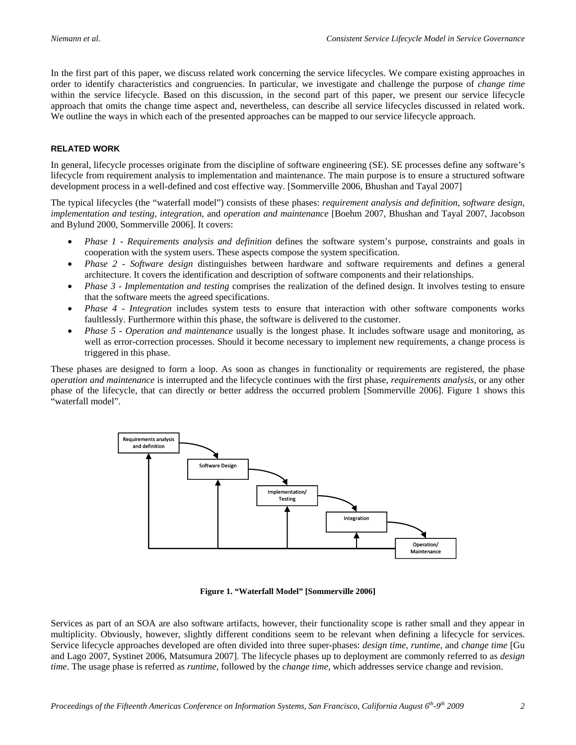In the first part of this paper, we discuss related work concerning the service lifecycles. We compare existing approaches in order to identify characteristics and congruencies. In particular, we investigate and challenge the purpose of *change time* within the service lifecycle. Based on this discussion, in the second part of this paper, we present our service lifecycle approach that omits the change time aspect and, nevertheless, can describe all service lifecycles discussed in related work. We outline the ways in which each of the presented approaches can be mapped to our service lifecycle approach.

## RELATED WORK

In general, lifecycle processes originate from the discipline of software engineering (SE). SE processes define any software's lifecycle from requirement analysis to implementation and maintenance. The main purpose is to ensure a structured software development process in a well-defined and cost effective way. [Sommerville 2006, Bhushan and Tayal 2007]

The typical lifecycles (the "waterfall model") consists of these phases: *requirement analysis and definition*, *software design*, *implementation and testing*, *integration*, and *operation and maintenance* [Boehm 2007, Bhushan and Tayal 2007, Jacobson and Bylund 2000, Sommerville 2006]. It covers:

- *Phase 1 - Requirements analysis and definition* defines the software system's purpose, constraints and goals in cooperation with the system users. These aspects compose the system specification.
- *Phase 2 - Software design* distinguishes between hardware and software requirements and defines a general architecture. It covers the identification and description of software components and their relationships.
- *Phase 3 - Implementation and testing* comprises the realization of the defined design. It involves testing to ensure that the software meets the agreed specifications.
- *Phase 4 - Integration* includes system tests to ensure that interaction with other software components works faultlessly. Furthermore within this phase, the software is delivered to the customer.
- *Phase 5 - Operation and maintenance* usually is the longest phase. It includes software usage and monitoring, as well as error-correction processes. Should it become necessary to implement new requirements, a change process is triggered in this phase.

These phases are designed to form a loop. As soon as changes in functionality or requirements are registered, the phase *operation and maintenance* is interrupted and the lifecycle continues with the first phase, *requirements analysis*, or any other phase of the lifecycle, that can directly or better address the occurred problem [Sommerville 2006]. Figure 1 shows this "waterfall model".

**Figure 1. "Waterfall Model" [Sommerville 2006]**

Services as part of an SOA are also software artifacts, however, their functionality scope is rather small and they appear in multiplicity. Obviously, however, slightly different conditions seem to be relevant when defining a lifecycle for services. Service lifecycle approaches developed are often divided into three super-phases: *design time, runtime,* and *change time* [Gu and Lago 2007, Systinet 2006, Matsumura 2007]. The lifecycle phases up to deployment are commonly referred to as *design time*. The usage phase is referred as *runtime*, followed by the *change time,* which addresses service change and revision.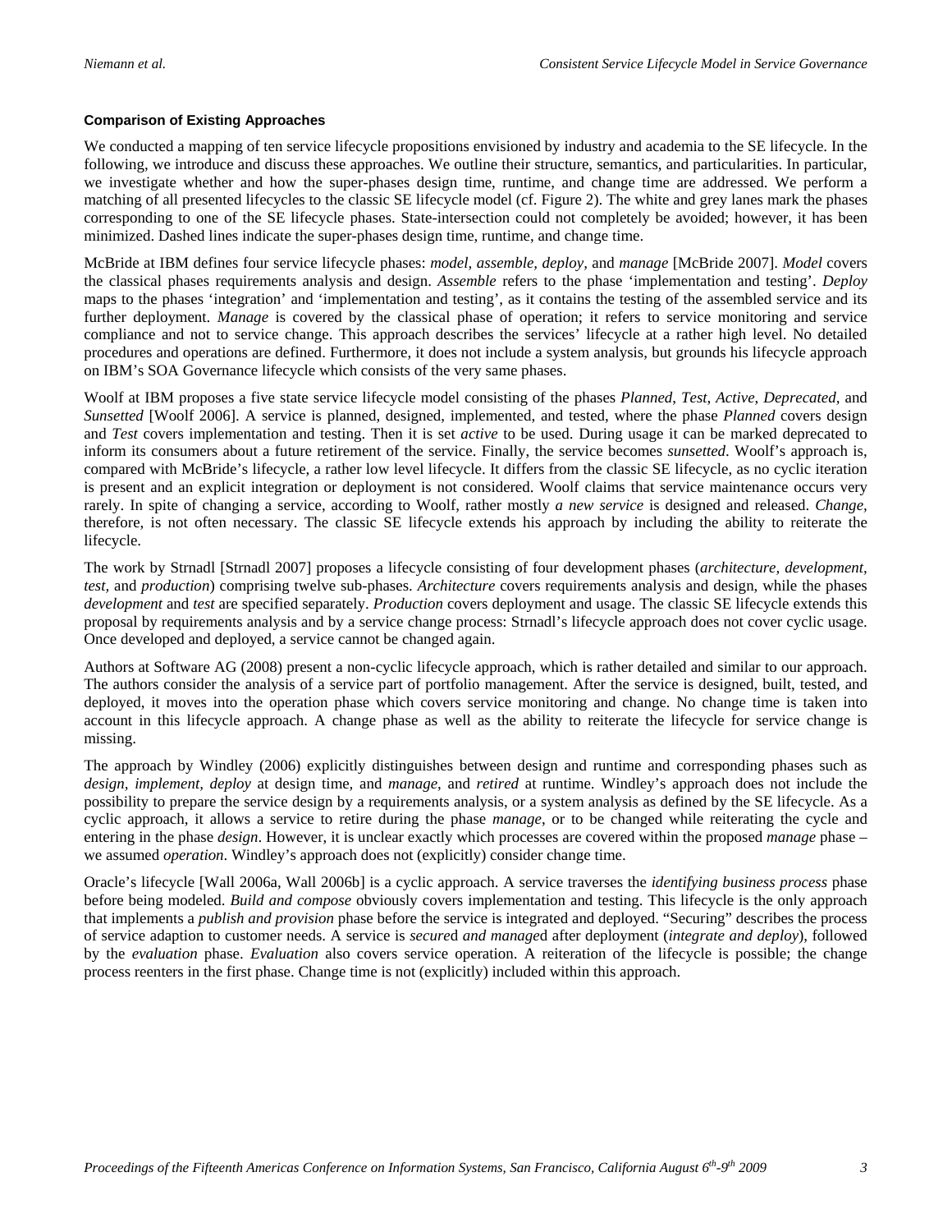**Comparison of Existing Approaches**

We conducted a mapping of ten service lifecycle propositions envisioned by industry and academia to the SE lifecycle. In the following, we introduce and discuss these approaches. We outline their structure, semantics, and particularities. In particular, we investigate whether and how the super-phases design time, runtime, and change time are addressed. We perform a matching of all presented lifecycles to the classic SE lifecycle model (cf. Figure 2). The white and grey lanes mark the phases corresponding to one of the SE lifecycle phases. State-intersection could not completely be avoided; however, it has been minimized. Dashed lines indicate the super-phases design time, runtime, and change time.

McBride at IBM defines four service lifecycle phases: *model, assemble, deploy*, and *manage* [McBride 2007]. *Model* covers the classical phases requirements analysis and design. *Assemble* refers to the phase 'implementation and testing'. *Deploy* maps to the phases 'integration' and 'implementation and testing', as it contains the testing of the assembled service and its further deployment. *Manage* is covered by the classical phase of operation; it refers to service monitoring and service compliance and not to service change. This approach describes the services' lifecycle at a rather high level. No detailed procedures and operations are defined. Furthermore, it does not include a system analysis, but grounds his lifecycle approach on IBM's SOA Governance lifecycle which consists of the very same phases.

Woolf at IBM proposes a five state service lifecycle model consisting of the phases *Planned, Test, Active, Deprecated*, and *Sunsetted* [Woolf 2006]. A service is planned, designed, implemented, and tested, where the phase *Planned* covers design and *Test* covers implementation and testing. Then it is set *active* to be used. During usage it can be marked deprecated to inform its consumers about a future retirement of the service. Finally, the service becomes *sunsetted*. Woolf's approach is, compared with McBride's lifecycle, a rather low level lifecycle. It differs from the classic SE lifecycle, as no cyclic iteration is present and an explicit integration or deployment is not considered. Woolf claims that service maintenance occurs very rarely. In spite of changing a service, according to Woolf, rather mostly *a new service* is designed and released. *Change*, therefore, is not often necessary. The classic SE lifecycle extends his approach by including the ability to reiterate the lifecycle.

The work by Strnadl [Strnadl 2007] proposes a lifecycle consisting of four development phases (*architecture, development, test*, and *production*) comprising twelve sub-phases. *Architecture* covers requirements analysis and design, while the phases *development* and *test* are specified separately. *Production* covers deployment and usage. The classic SE lifecycle extends this proposal by requirements analysis and by a service change process: Strnadl's lifecycle approach does not cover cyclic usage. Once developed and deployed, a service cannot be changed again.

Authors at Software AG (2008) present a non-cyclic lifecycle approach, which is rather detailed and similar to our approach. The authors consider the analysis of a service part of portfolio management. After the service is designed, built, tested, and deployed, it moves into the operation phase which covers service monitoring and change. No change time is taken into account in this lifecycle approach. A change phase as well as the ability to reiterate the lifecycle for service change is missing.

The approach by Windley (2006) explicitly distinguishes between design and runtime and corresponding phases such as *design, implement, deploy* at design time, and *manage*, and *retired* at runtime. Windley's approach does not include the possibility to prepare the service design by a requirements analysis, or a system analysis as defined by the SE lifecycle. As a cyclic approach, it allows a service to retire during the phase *manage*, or to be changed while reiterating the cycle and entering in the phase *design*. However, it is unclear exactly which processes are covered within the proposed *manage* phase – we assumed *operation*. Windley's approach does not (explicitly) consider change time.

Oracle's lifecycle [Wall 2006a, Wall 2006b] is a cyclic approach. A service traverses the *identifying business process* phase before being modeled. *Build and compose* obviously covers implementation and testing. This lifecycle is the only approach that implements a *publish and provision* phase before the service is integrated and deployed. "Securing" describes the process of service adaption to customer needs. A service is *secure*d *and manage*d after deployment (*integrate and deploy*), followed by the *evaluation* phase. *Evaluation* also covers service operation. A reiteration of the lifecycle is possible; the change process reenters in the first phase. Change time is not (explicitly) included within this approach.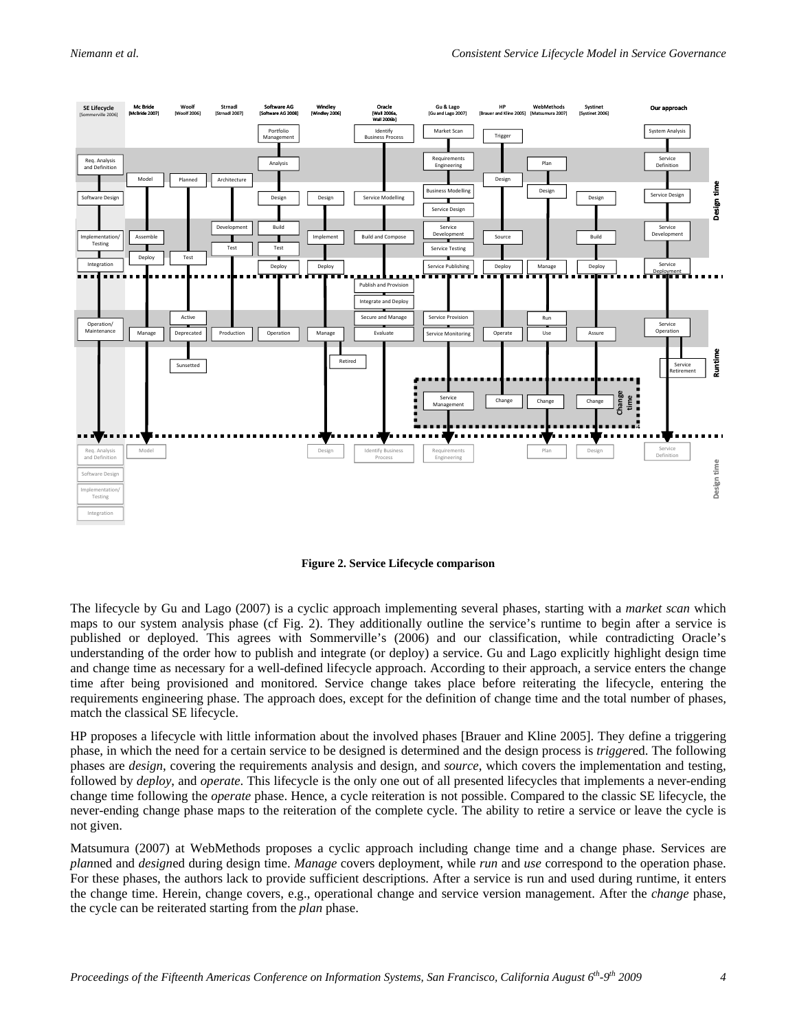**Figure 2. Service Lifecycle comparison**

The lifecycle by Gu and Lago (2007) is a cyclic approach implementing several phases, starting with a *market scan* which maps to our system analysis phase (cf Fig. 2). They additionally outline the service's runtime to begin after a service is published or deployed. This agrees with Sommerville's (2006) and our classification, while contradicting Oracle's understanding of the order how to publish and integrate (or deploy) a service. Gu and Lago explicitly highlight design time and change time as necessary for a well-defined lifecycle approach. According to their approach, a service enters the change time after being provisioned and monitored. Service change takes place before reiterating the lifecycle, entering the requirements engineering phase. The approach does, except for the definition of change time and the total number of phases, match the classical SE lifecycle.

HP proposes a lifecycle with little information about the involved phases [Brauer and Kline 2005]. They define a triggering phase, in which the need for a certain service to be designed is determined and the design process is *trigger*ed. The following phases are *design*, covering the requirements analysis and design, and *source*, which covers the implementation and testing, followed by *deploy*, and *operate*. This lifecycle is the only one out of all presented lifecycles that implements a never-ending change time following the *operate* phase. Hence, a cycle reiteration is not possible. Compared to the classic SE lifecycle, the never-ending change phase maps to the reiteration of the complete cycle. The ability to retire a service or leave the cycle is not given.

Matsumura (2007) at WebMethods proposes a cyclic approach including change time and a change phase. Services are *plan*ned and *design*ed during design time. *Manage* covers deployment, while *run* and *use* correspond to the operation phase. For these phases, the authors lack to provide sufficient descriptions. After a service is run and used during runtime, it enters the change time. Herein, change covers, e.g., operational change and service version management. After the *change* phase, the cycle can be reiterated starting from the *plan* phase.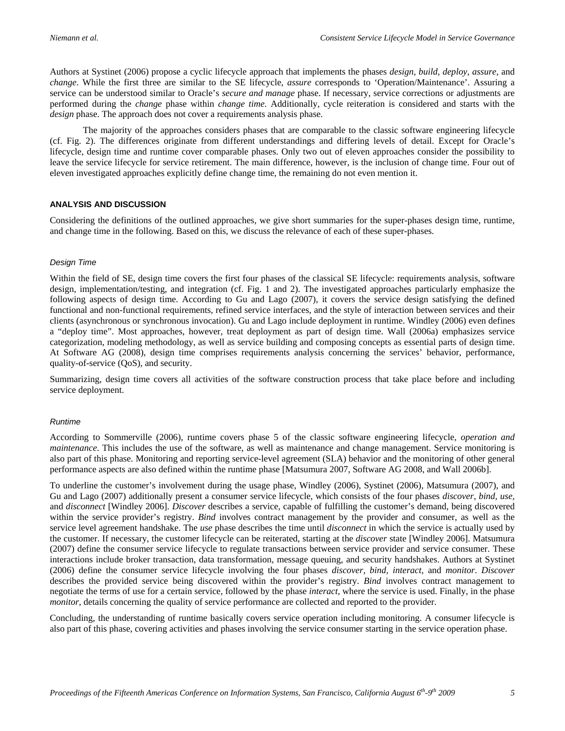Authors at Systinet (2006) propose a cyclic lifecycle approach that implements the phases *design*, *build*, *deploy*, *assure*, and *change*. While the first three are similar to the SE lifecycle, *assure* corresponds to 'Operation/Maintenance'. Assuring a service can be understood similar to Oracle's *secure and manage* phase. If necessary, service corrections or adjustments are performed during the *change* phase within *change time*. Additionally, cycle reiteration is considered and starts with the *design* phase. The approach does not cover a requirements analysis phase.

The majority of the approaches considers phases that are comparable to the classic software engineering lifecycle (cf. Fig. 2). The differences originate from different understandings and differing levels of detail. Except for Oracle's lifecycle, design time and runtime cover comparable phases. Only two out of eleven approaches consider the possibility to leave the service lifecycle for service retirement. The main difference, however, is the inclusion of change time. Four out of eleven investigated approaches explicitly define change time, the remaining do not even mention it.

## ANALYSIS AND DISCUSSION

Considering the definitions of the outlined approaches, we give short summaries for the super-phases design time, runtime, and change time in the following. Based on this, we discuss the relevance of each of these super-phases.

### *Design Time*

Within the field of SE, design time covers the first four phases of the classical SE lifecycle: requirements analysis, software design, implementation/testing, and integration (cf. Fig. 1 and 2). The investigated approaches particularly emphasize the following aspects of design time. According to Gu and Lago (2007), it covers the service design satisfying the defined functional and non-functional requirements, refined service interfaces, and the style of interaction between services and their clients (asynchronous or synchronous invocation). Gu and Lago include deployment in runtime. Windley (2006) even defines a "deploy time". Most approaches, however, treat deployment as part of design time. Wall (2006a) emphasizes service categorization, modeling methodology, as well as service building and composing concepts as essential parts of design time. At Software AG (2008), design time comprises requirements analysis concerning the services' behavior, performance, quality-of-service (QoS), and security.

Summarizing, design time covers all activities of the software construction process that take place before and including service deployment.

### *Runtime*

According to Sommerville (2006), runtime covers phase 5 of the classic software engineering lifecycle, *operation and maintenance*. This includes the use of the software, as well as maintenance and change management. Service monitoring is also part of this phase. Monitoring and reporting service-level agreement (SLA) behavior and the monitoring of other general performance aspects are also defined within the runtime phase [Matsumura 2007, Software AG 2008, and Wall 2006b].

To underline the customer's involvement during the usage phase, Windley (2006), Systinet (2006), Matsumura (2007), and Gu and Lago (2007) additionally present a consumer service lifecycle, which consists of the four phases *discover*, *bind*, *use*, and *disconnect* [Windley 2006]. *Discover* describes a service, capable of fulfilling the customer's demand, being discovered within the service provider's registry. *Bind* involves contract management by the provider and consumer, as well as the service level agreement handshake. The *use* phase describes the time until *disconnect* in which the service is actually used by the customer. If necessary, the customer lifecycle can be reiterated, starting at the *discover* state [Windley 2006]. Matsumura (2007) define the consumer service lifecycle to regulate transactions between service provider and service consumer. These interactions include broker transaction, data transformation, message queuing, and security handshakes. Authors at Systinet (2006) define the consumer service lifecycle involving the four phases *discover*, *bind*, *interact*, and *monitor*. *Discover* describes the provided service being discovered within the provider's registry. *Bind* involves contract management to negotiate the terms of use for a certain service, followed by the phase *interact*, where the service is used. Finally, in the phase *monitor*, details concerning the quality of service performance are collected and reported to the provider.

Concluding, the understanding of runtime basically covers service operation including monitoring. A consumer lifecycle is also part of this phase, covering activities and phases involving the service consumer starting in the service operation phase.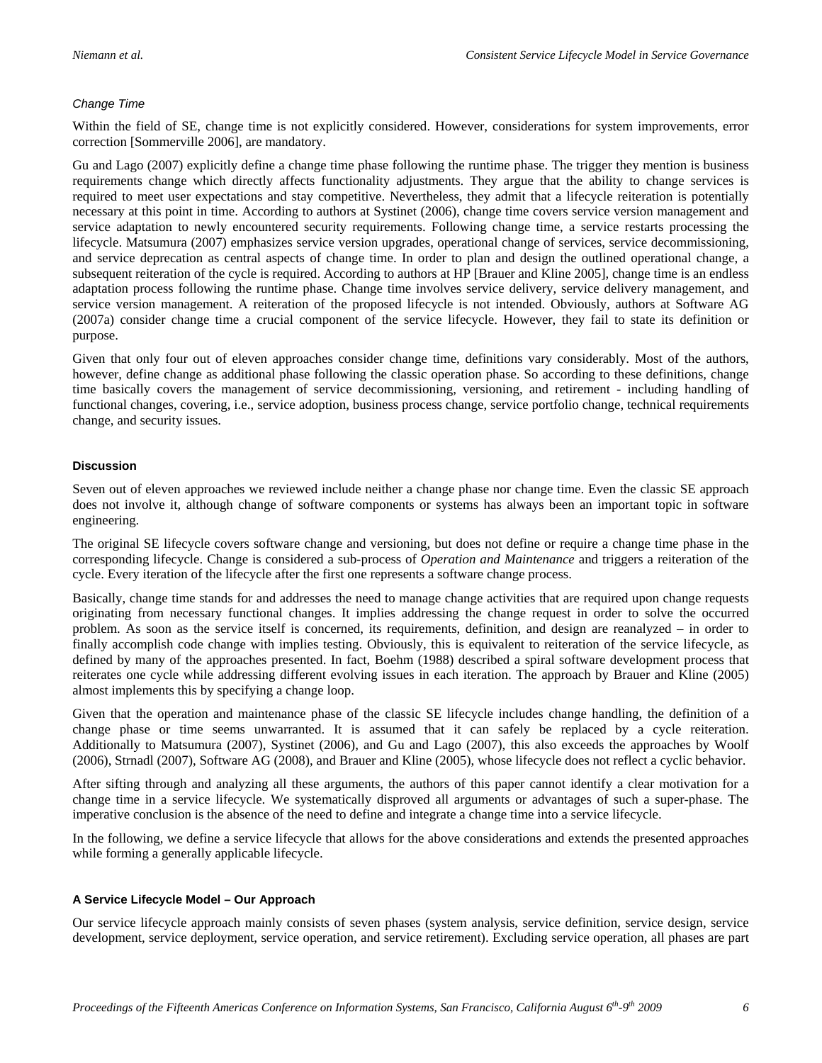*Change Time*

Within the field of SE, change time is not explicitly considered. However, considerations for system improvements, error correction [Sommerville 2006], are mandatory.

Gu and Lago (2007) explicitly define a change time phase following the runtime phase. The trigger they mention is business requirements change which directly affects functionality adjustments. They argue that the ability to change services is required to meet user expectations and stay competitive. Nevertheless, they admit that a lifecycle reiteration is potentially necessary at this point in time. According to authors at Systinet (2006), change time covers service version management and service adaptation to newly encountered security requirements. Following change time, a service restarts processing the lifecycle. Matsumura (2007) emphasizes service version upgrades, operational change of services, service decommissioning, and service deprecation as central aspects of change time. In order to plan and design the outlined operational change, a subsequent reiteration of the cycle is required. According to authors at HP [Brauer and Kline 2005], change time is an endless adaptation process following the runtime phase. Change time involves service delivery, service delivery management, and service version management. A reiteration of the proposed lifecycle is not intended. Obviously, authors at Software AG (2007a) consider change time a crucial component of the service lifecycle. However, they fail to state its definition or purpose.

Given that only four out of eleven approaches consider change time, definitions vary considerably. Most of the authors, however, define change as additional phase following the classic operation phase. So according to these definitions, change time basically covers the management of service decommissioning, versioning, and retirement - including handling of functional changes, covering, i.e., service adoption, business process change, service portfolio change, technical requirements change, and security issues.

### Discussion

Seven out of eleven approaches we reviewed include neither a change phase nor change time. Even the classic SE approach does not involve it, although change of software components or systems has always been an important topic in software engineering.

The original SE lifecycle covers software change and versioning, but does not define or require a change time phase in the corresponding lifecycle. Change is considered a sub-process of *Operation and Maintenance* and triggers a reiteration of the cycle. Every iteration of the lifecycle after the first one represents a software change process.

Basically, change time stands for and addresses the need to manage change activities that are required upon change requests originating from necessary functional changes. It implies addressing the change request in order to solve the occurred problem. As soon as the service itself is concerned, its requirements, definition, and design are reanalyzed – in order to finally accomplish code change with implies testing. Obviously, this is equivalent to reiteration of the service lifecycle, as defined by many of the approaches presented. In fact, Boehm (1988) described a spiral software development process that reiterates one cycle while addressing different evolving issues in each iteration. The approach by Brauer and Kline (2005) almost implements this by specifying a change loop.

Given that the operation and maintenance phase of the classic SE lifecycle includes change handling, the definition of a change phase or time seems unwarranted. It is assumed that it can safely be replaced by a cycle reiteration. Additionally to Matsumura (2007), Systinet (2006), and Gu and Lago (2007), this also exceeds the approaches by Woolf (2006), Strnadl (2007), Software AG (2008), and Brauer and Kline (2005), whose lifecycle does not reflect a cyclic behavior.

After sifting through and analyzing all these arguments, the authors of this paper cannot identify a clear motivation for a change time in a service lifecycle. We systematically disproved all arguments or advantages of such a super-phase. The imperative conclusion is the absence of the need to define and integrate a change time into a service lifecycle.

In the following, we define a service lifecycle that allows for the above considerations and extends the presented approaches while forming a generally applicable lifecycle.

### A Service Lifecycle Model – Our Approach

Our service lifecycle approach mainly consists of seven phases (system analysis, service definition, service design, service development, service deployment, service operation, and service retirement). Excluding service operation, all phases are part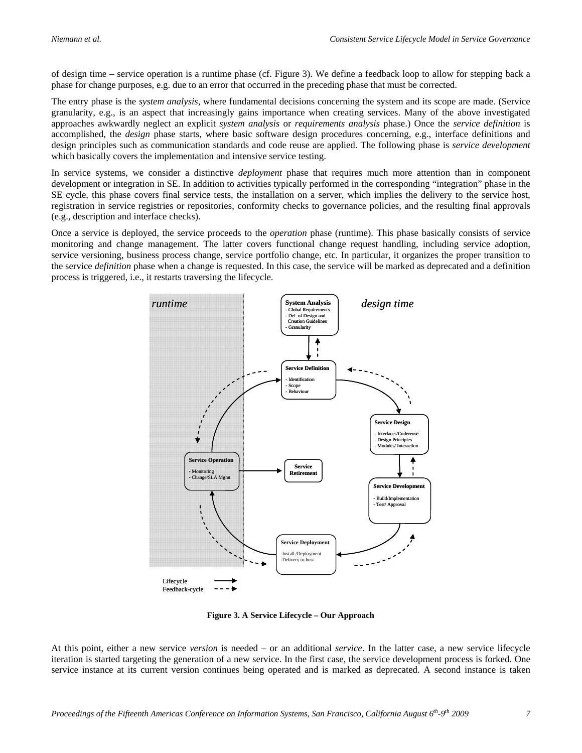of design time – service operation is a runtime phase (cf. Figure 3). We define a feedback loop to allow for stepping back a phase for change purposes, e.g. due to an error that occurred in the preceding phase that must be corrected.

The entry phase is the *system analysis*, where fundamental decisions concerning the system and its scope are made. (Service granularity, e.g., is an aspect that increasingly gains importance when creating services. Many of the above investigated approaches awkwardly neglect an explicit *system analysis* or *requirements analysis* phase.) Once the *service definition* is accomplished, the *design* phase starts, where basic software design procedures concerning, e.g., interface definitions and design principles such as communication standards and code reuse are applied. The following phase is *service development* which basically covers the implementation and intensive service testing.

In service systems, we consider a distinctive *deployment* phase that requires much more attention than in component development or integration in SE. In addition to activities typically performed in the corresponding "integration" phase in the SE cycle, this phase covers final service tests, the installation on a server, which implies the delivery to the service host, registration in service registries or repositories, conformity checks to governance policies, and the resulting final approvals (e.g., description and interface checks).

Once a service is deployed, the service proceeds to the *operation* phase (runtime). This phase basically consists of service monitoring and change management. The latter covers functional change request handling, including service adoption, service versioning, business process change, service portfolio change, etc. In particular, it organizes the proper transition to the service *definition* phase when a change is requested. In this case, the service will be marked as deprecated and a definition process is triggered, i.e., it restarts traversing the lifecycle.

*runtime* | *design time*

**System Analysis**
- Global Requirements
- Def. of Design and Creation Guidelines
- Granularity

**Service Definition**
- Identification
- Scope
- Behaviour

**Service Design**
- Interfaces/Codereuse
- Design Principles
- Modules/ Interaction

**Service Development**
- Build/Implementation
- Test/ Approval

**Service Deployment**
-Install./Deployment
-Delivery to host

**Service Operation**
- Monitoring
- Change/SLA Mgmt.

**Service Retirement**

Lifecycle
Feedback-cycle

**Figure 3. A Service Lifecycle – Our Approach**

At this point, either a new service *version* is needed – or an additional *service*. In the latter case, a new service lifecycle iteration is started targeting the generation of a new service. In the first case, the service development process is forked. One service instance at its current version continues being operated and is marked as deprecated. A second instance is taken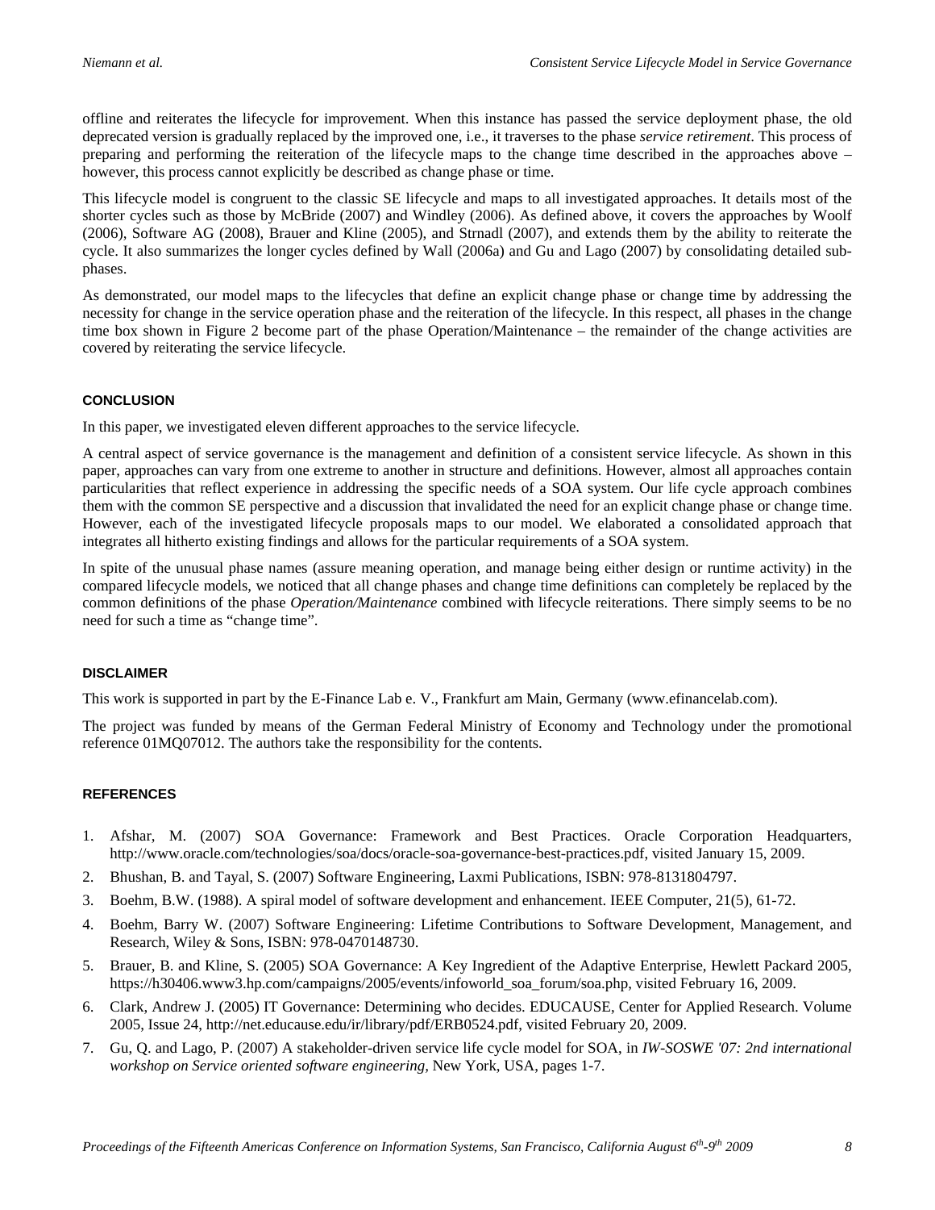offline and reiterates the lifecycle for improvement. When this instance has passed the service deployment phase, the old deprecated version is gradually replaced by the improved one, i.e., it traverses to the phase *service retirement*. This process of preparing and performing the reiteration of the lifecycle maps to the change time described in the approaches above – however, this process cannot explicitly be described as change phase or time.

This lifecycle model is congruent to the classic SE lifecycle and maps to all investigated approaches. It details most of the shorter cycles such as those by McBride (2007) and Windley (2006). As defined above, it covers the approaches by Woolf (2006), Software AG (2008), Brauer and Kline (2005), and Strnadl (2007), and extends them by the ability to reiterate the cycle. It also summarizes the longer cycles defined by Wall (2006a) and Gu and Lago (2007) by consolidating detailed sub-phases.

As demonstrated, our model maps to the lifecycles that define an explicit change phase or change time by addressing the necessity for change in the service operation phase and the reiteration of the lifecycle. In this respect, all phases in the change time box shown in Figure 2 become part of the phase Operation/Maintenance – the remainder of the change activities are covered by reiterating the service lifecycle.

## CONCLUSION

In this paper, we investigated eleven different approaches to the service lifecycle.

A central aspect of service governance is the management and definition of a consistent service lifecycle. As shown in this paper, approaches can vary from one extreme to another in structure and definitions. However, almost all approaches contain particularities that reflect experience in addressing the specific needs of a SOA system. Our life cycle approach combines them with the common SE perspective and a discussion that invalidated the need for an explicit change phase or change time. However, each of the investigated lifecycle proposals maps to our model. We elaborated a consolidated approach that integrates all hitherto existing findings and allows for the particular requirements of a SOA system.

In spite of the unusual phase names (assure meaning operation, and manage being either design or runtime activity) in the compared lifecycle models, we noticed that all change phases and change time definitions can completely be replaced by the common definitions of the phase *Operation/Maintenance* combined with lifecycle reiterations. There simply seems to be no need for such a time as "change time".

## DISCLAIMER

This work is supported in part by the E-Finance Lab e. V., Frankfurt am Main, Germany (www.efinancelab.com).

The project was funded by means of the German Federal Ministry of Economy and Technology under the promotional reference 01MQ07012. The authors take the responsibility for the contents.

## REFERENCES

1. Afshar, M. (2007) SOA Governance: Framework and Best Practices. Oracle Corporation Headquarters, http://www.oracle.com/technologies/soa/docs/oracle-soa-governance-best-practices.pdf, visited January 15, 2009.
2. Bhushan, B. and Tayal, S. (2007) Software Engineering, Laxmi Publications, ISBN: 978-8131804797.
3. Boehm, B.W. (1988). A spiral model of software development and enhancement. IEEE Computer, 21(5), 61-72.
4. Boehm, Barry W. (2007) Software Engineering: Lifetime Contributions to Software Development, Management, and Research, Wiley & Sons, ISBN: 978-0470148730.
5. Brauer, B. and Kline, S. (2005) SOA Governance: A Key Ingredient of the Adaptive Enterprise, Hewlett Packard 2005, https://h30406.www3.hp.com/campaigns/2005/events/infoworld_soa_forum/soa.php, visited February 16, 2009.
6. Clark, Andrew J. (2005) IT Governance: Determining who decides. EDUCAUSE, Center for Applied Research. Volume 2005, Issue 24, http://net.educause.edu/ir/library/pdf/ERB0524.pdf, visited February 20, 2009.
7. Gu, Q. and Lago, P. (2007) A stakeholder-driven service life cycle model for SOA, in *IW-SOSWE '07: 2nd international workshop on Service oriented software engineering,* New York, USA, pages 1-7.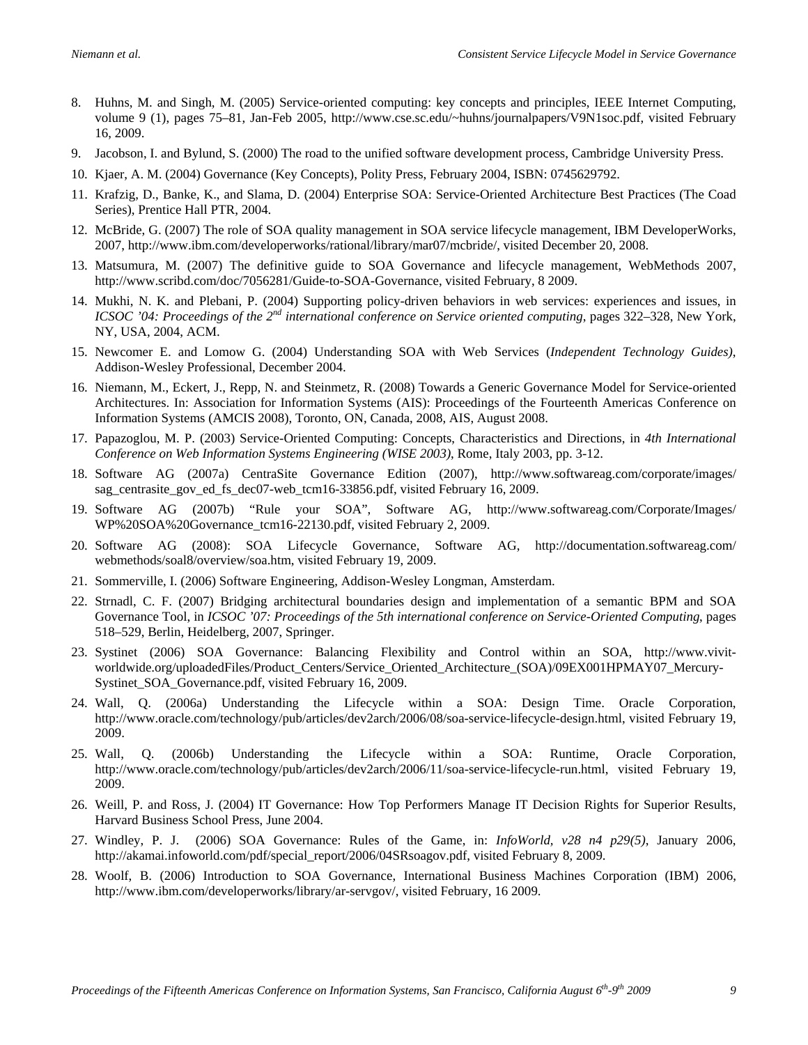8. Huhns, M. and Singh, M. (2005) Service-oriented computing: key concepts and principles, IEEE Internet Computing, volume 9 (1), pages 75–81, Jan-Feb 2005, http://www.cse.sc.edu/~huhns/journalpapers/V9N1soc.pdf, visited February 16, 2009.
9. Jacobson, I. and Bylund, S. (2000) The road to the unified software development process, Cambridge University Press.
10. Kjaer, A. M. (2004) Governance (Key Concepts), Polity Press, February 2004, ISBN: 0745629792.
11. Krafzig, D., Banke, K., and Slama, D. (2004) Enterprise SOA: Service-Oriented Architecture Best Practices (The Coad Series), Prentice Hall PTR, 2004.
12. McBride, G. (2007) The role of SOA quality management in SOA service lifecycle management, IBM DeveloperWorks, 2007, http://www.ibm.com/developerworks/rational/library/mar07/mcbride/, visited December 20, 2008.
13. Matsumura, M. (2007) The definitive guide to SOA Governance and lifecycle management, WebMethods 2007, http://www.scribd.com/doc/7056281/Guide-to-SOA-Governance, visited February, 8 2009.
14. Mukhi, N. K. and Plebani, P. (2004) Supporting policy-driven behaviors in web services: experiences and issues, in *ICSOC '04: Proceedings of the 2nd international conference on Service oriented computing*, pages 322–328, New York, NY, USA, 2004, ACM.
15. Newcomer E. and Lomow G. (2004) Understanding SOA with Web Services (*Independent Technology Guides)*, Addison-Wesley Professional, December 2004.
16. Niemann, M., Eckert, J., Repp, N. and Steinmetz, R. (2008) Towards a Generic Governance Model for Service-oriented Architectures. In: Association for Information Systems (AIS): Proceedings of the Fourteenth Americas Conference on Information Systems (AMCIS 2008), Toronto, ON, Canada, 2008, AIS, August 2008.
17. Papazoglou, M. P. (2003) Service-Oriented Computing: Concepts, Characteristics and Directions, in *4th International Conference on Web Information Systems Engineering (WISE 2003)*, Rome, Italy 2003, pp. 3-12.
18. Software AG (2007a) CentraSite Governance Edition (2007), http://www.softwareag.com/corporate/images/sag_centrasite_gov_ed_fs_dec07-web_tcm16-33856.pdf, visited February 16, 2009.
19. Software AG (2007b) "Rule your SOA", Software AG, http://www.softwareag.com/Corporate/Images/WP%20SOA%20Governance_tcm16-22130.pdf, visited February 2, 2009.
20. Software AG (2008): SOA Lifecycle Governance, Software AG, http://documentation.softwareag.com/webmethods/soal8/overview/soa.htm, visited February 19, 2009.
21. Sommerville, I. (2006) Software Engineering, Addison-Wesley Longman, Amsterdam.
22. Strnadl, C. F. (2007) Bridging architectural boundaries design and implementation of a semantic BPM and SOA Governance Tool, in *ICSOC '07: Proceedings of the 5th international conference on Service-Oriented Computing*, pages 518–529, Berlin, Heidelberg, 2007, Springer.
23. Systinet (2006) SOA Governance: Balancing Flexibility and Control within an SOA, http://www.vivit-worldwide.org/uploadedFiles/Product_Centers/Service_Oriented_Architecture_(SOA)/09EX001HPMAY07_Mercury-Systinet_SOA_Governance.pdf, visited February 16, 2009.
24. Wall, Q. (2006a) Understanding the Lifecycle within a SOA: Design Time. Oracle Corporation, http://www.oracle.com/technology/pub/articles/dev2arch/2006/08/soa-service-lifecycle-design.html, visited February 19, 2009.
25. Wall, Q. (2006b) Understanding the Lifecycle within a SOA: Runtime, Oracle Corporation, http://www.oracle.com/technology/pub/articles/dev2arch/2006/11/soa-service-lifecycle-run.html, visited February 19, 2009.
26. Weill, P. and Ross, J. (2004) IT Governance: How Top Performers Manage IT Decision Rights for Superior Results, Harvard Business School Press, June 2004.
27. Windley, P. J. (2006) SOA Governance: Rules of the Game, in: *InfoWorld, v28 n4 p29(5)*, January 2006, http://akamai.infoworld.com/pdf/special_report/2006/04SRsoagov.pdf, visited February 8, 2009.
28. Woolf, B. (2006) Introduction to SOA Governance, International Business Machines Corporation (IBM) 2006, http://www.ibm.com/developerworks/library/ar-servgov/, visited February, 16 2009.